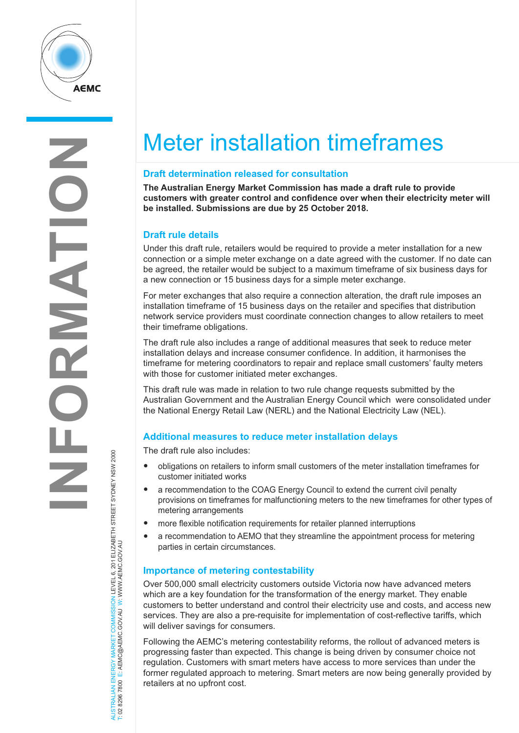# Meter installation timeframes

## Draft determination released for consultation

**The Australian Energy Market Commission has made a draft rule to provide customers with greater control and confidence over when their electricity meter will be installed. Submissions are due by 25 October 2018.**

## Draft rule details

Under this draft rule, retailers would be required to provide a meter installation for a new connection or a simple meter exchange on a date agreed with the customer. If no date can be agreed, the retailer would be subject to a maximum timeframe of six business days for a new connection or 15 business days for a simple meter exchange.

For meter exchanges that also require a connection alteration, the draft rule imposes an installation timeframe of 15 business days on the retailer and specifies that distribution network service providers must coordinate connection changes to allow retailers to meet their timeframe obligations.

The draft rule also includes a range of additional measures that seek to reduce meter installation delays and increase consumer confidence. In addition, it harmonises the timeframe for metering coordinators to repair and replace small customers' faulty meters with those for customer initiated meter exchanges.

This draft rule was made in relation to two rule change requests submitted by the Australian Government and the Australian Energy Council which were consolidated under the National Energy Retail Law (NERL) and the National Electricity Law (NEL).

## Additional measures to reduce meter installation delays

The draft rule also includes:

- obligations on retailers to inform small customers of the meter installation timeframes for customer initiated works
- a recommendation to the COAG Energy Council to extend the current civil penalty provisions on timeframes for malfunctioning meters to the new timeframes for other types of metering arrangements
- more flexible notification requirements for retailer planned interruptions
- a recommendation to AEMO that they streamline the appointment process for metering parties in certain circumstances.

## Importance of metering contestability

Over 500,000 small electricity customers outside Victoria now have advanced meters which are a key foundation for the transformation of the energy market. They enable customers to better understand and control their electricity use and costs, and access new services. They are also a pre-requisite for implementation of cost-reflective tariffs, which will deliver savings for consumers.

Following the AEMC's metering contestability reforms, the rollout of advanced meters is progressing faster than expected. This change is being driven by consumer choice not regulation. Customers with smart meters have access to more services than under the former regulated approach to metering. Smart meters are now being generally provided by retailers at no upfront cost.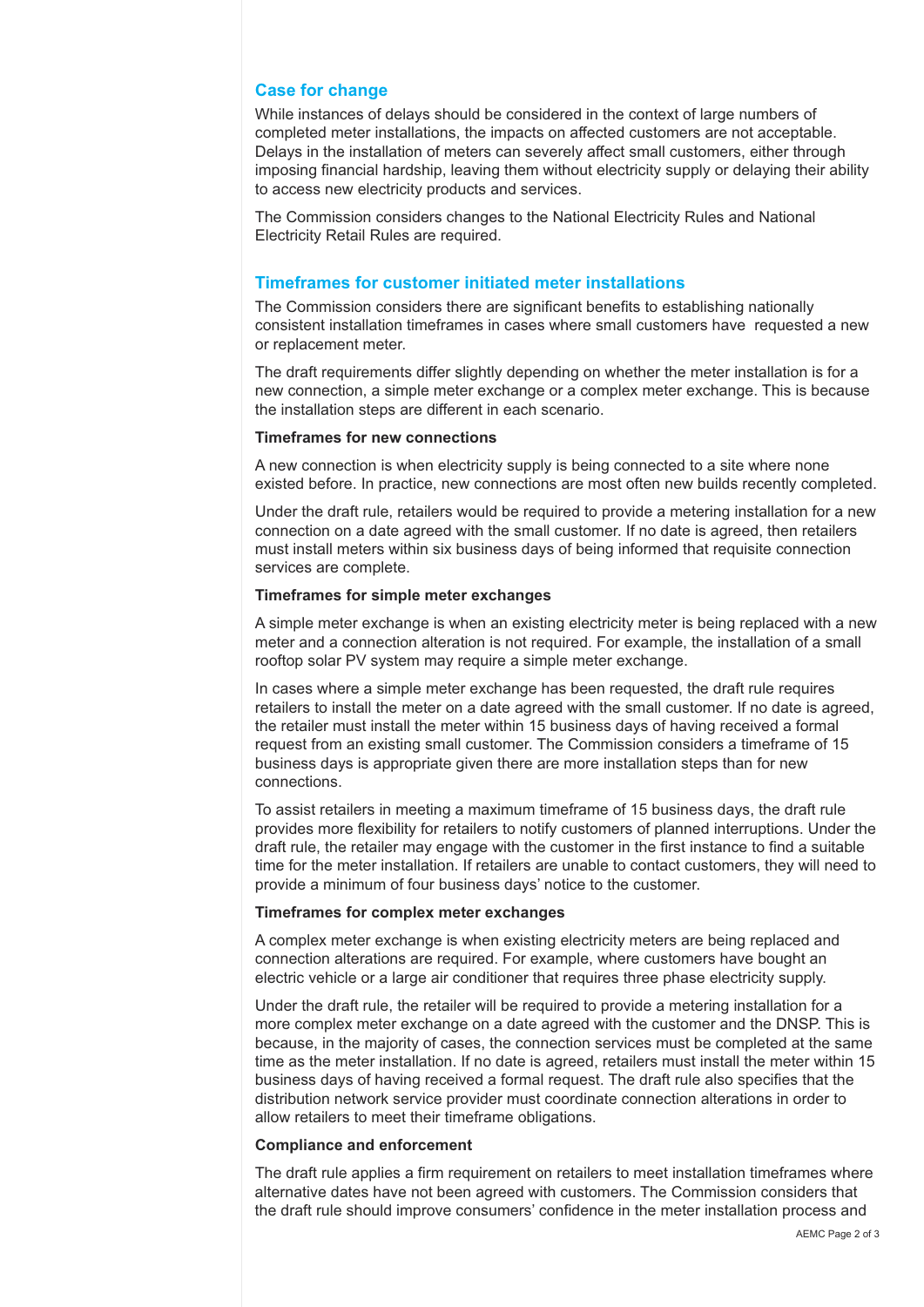## Case for change

While instances of delays should be considered in the context of large numbers of completed meter installations, the impacts on affected customers are not acceptable. Delays in the installation of meters can severely affect small customers, either through imposing financial hardship, leaving them without electricity supply or delaying their ability to access new electricity products and services.

The Commission considers changes to the National Electricity Rules and National Electricity Retail Rules are required.

## Timeframes for customer initiated meter installations

The Commission considers there are significant benefits to establishing nationally consistent installation timeframes in cases where small customers have requested a new or replacement meter.

The draft requirements differ slightly depending on whether the meter installation is for a new connection, a simple meter exchange or a complex meter exchange. This is because the installation steps are different in each scenario.

### Timeframes for new connections

A new connection is when electricity supply is being connected to a site where none existed before. In practice, new connections are most often new builds recently completed.

Under the draft rule, retailers would be required to provide a metering installation for a new connection on a date agreed with the small customer. If no date is agreed, then retailers must install meters within six business days of being informed that requisite connection services are complete.

### Timeframes for simple meter exchanges

A simple meter exchange is when an existing electricity meter is being replaced with a new meter and a connection alteration is not required. For example, the installation of a small rooftop solar PV system may require a simple meter exchange.

In cases where a simple meter exchange has been requested, the draft rule requires retailers to install the meter on a date agreed with the small customer. If no date is agreed, the retailer must install the meter within 15 business days of having received a formal request from an existing small customer. The Commission considers a timeframe of 15 business days is appropriate given there are more installation steps than for new connections.

To assist retailers in meeting a maximum timeframe of 15 business days, the draft rule provides more flexibility for retailers to notify customers of planned interruptions. Under the draft rule, the retailer may engage with the customer in the first instance to find a suitable time for the meter installation. If retailers are unable to contact customers, they will need to provide a minimum of four business days' notice to the customer.

### Timeframes for complex meter exchanges

A complex meter exchange is when existing electricity meters are being replaced and connection alterations are required. For example, where customers have bought an electric vehicle or a large air conditioner that requires three phase electricity supply.

Under the draft rule, the retailer will be required to provide a metering installation for a more complex meter exchange on a date agreed with the customer and the DNSP. This is because, in the majority of cases, the connection services must be completed at the same time as the meter installation. If no date is agreed, retailers must install the meter within 15 business days of having received a formal request. The draft rule also specifies that the distribution network service provider must coordinate connection alterations in order to allow retailers to meet their timeframe obligations.

### Compliance and enforcement

The draft rule applies a firm requirement on retailers to meet installation timeframes where alternative dates have not been agreed with customers. The Commission considers that the draft rule should improve consumers' confidence in the meter installation process and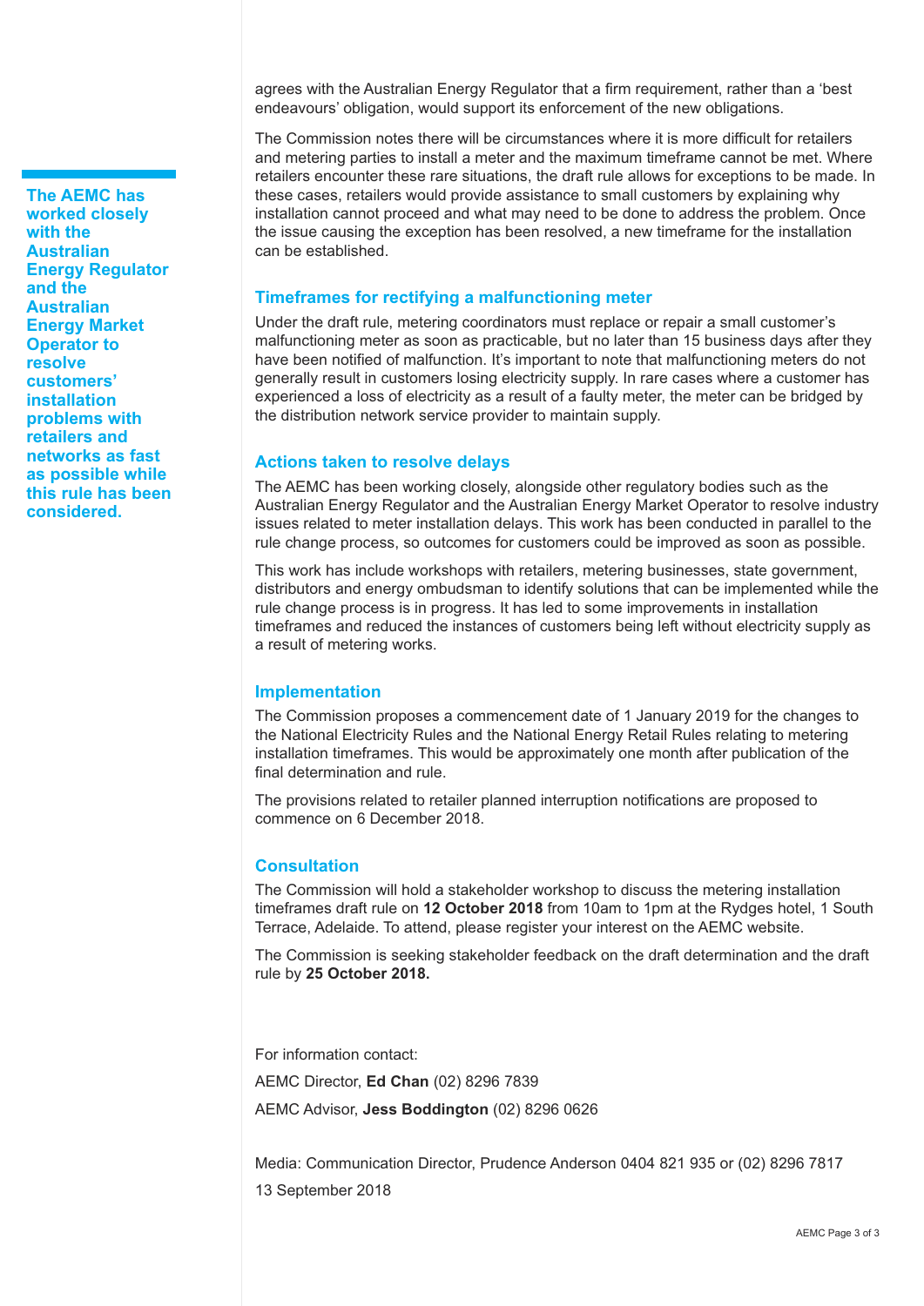**The AEMC has worked closely with the Australian Energy Regulator and the Australian Energy Market Operator to resolve customers' installation problems with retailers and networks as fast as possible while this rule has been considered.**

agrees with the Australian Energy Regulator that a firm requirement, rather than a 'best endeavours' obligation, would support its enforcement of the new obligations.

The Commission notes there will be circumstances where it is more difficult for retailers and metering parties to install a meter and the maximum timeframe cannot be met. Where retailers encounter these rare situations, the draft rule allows for exceptions to be made. In these cases, retailers would provide assistance to small customers by explaining why installation cannot proceed and what may need to be done to address the problem. Once the issue causing the exception has been resolved, a new timeframe for the installation can be established.

## Timeframes for rectifying a malfunctioning meter

Under the draft rule, metering coordinators must replace or repair a small customer's malfunctioning meter as soon as practicable, but no later than 15 business days after they have been notified of malfunction. It's important to note that malfunctioning meters do not generally result in customers losing electricity supply. In rare cases where a customer has experienced a loss of electricity as a result of a faulty meter, the meter can be bridged by the distribution network service provider to maintain supply.

## Actions taken to resolve delays

The AEMC has been working closely, alongside other regulatory bodies such as the Australian Energy Regulator and the Australian Energy Market Operator to resolve industry issues related to meter installation delays. This work has been conducted in parallel to the rule change process, so outcomes for customers could be improved as soon as possible.

This work has include workshops with retailers, metering businesses, state government, distributors and energy ombudsman to identify solutions that can be implemented while the rule change process is in progress. It has led to some improvements in installation timeframes and reduced the instances of customers being left without electricity supply as a result of metering works.

## Implementation

The Commission proposes a commencement date of 1 January 2019 for the changes to the National Electricity Rules and the National Energy Retail Rules relating to metering installation timeframes. This would be approximately one month after publication of the final determination and rule.

The provisions related to retailer planned interruption notifications are proposed to commence on 6 December 2018.

## Consultation

The Commission will hold a stakeholder workshop to discuss the metering installation timeframes draft rule on **12 October 2018** from 10am to 1pm at the Rydges hotel, 1 South Terrace, Adelaide. To attend, please register your interest on the AEMC website.

The Commission is seeking stakeholder feedback on the draft determination and the draft rule by **25 October 2018.**

For information contact:

AEMC Director, **Ed Chan** (02) 8296 7839

AEMC Advisor, **Jess Boddington** (02) 8296 0626

Media: Communication Director, Prudence Anderson 0404 821 935 or (02) 8296 7817

13 September 2018